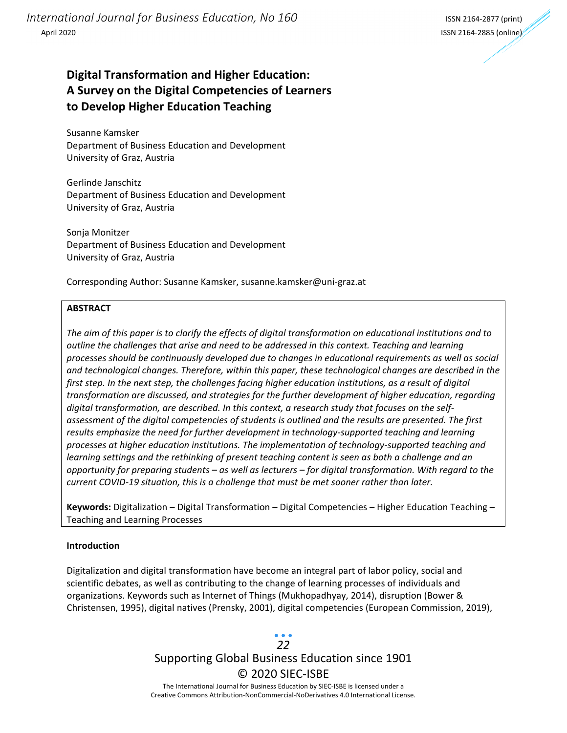# Digital Transformation and Higher Education: A Survey on the Digital Competencies of Learners to Develop Higher Education Teaching

Susanne Kamsker
Department of Business Education and Development
University of Graz, Austria

Gerlinde Janschitz
Department of Business Education and Development
University of Graz, Austria

Sonja Monitzer
Department of Business Education and Development
University of Graz, Austria

Corresponding Author: Susanne Kamsker, susanne.kamsker@uni-graz.at

**ABSTRACT**

*The aim of this paper is to clarify the effects of digital transformation on educational institutions and to outline the challenges that arise and need to be addressed in this context. Teaching and learning processes should be continuously developed due to changes in educational requirements as well as social and technological changes. Therefore, within this paper, these technological changes are described in the first step. In the next step, the challenges facing higher education institutions, as a result of digital transformation are discussed, and strategies for the further development of higher education, regarding digital transformation, are described. In this context, a research study that focuses on the self-assessment of the digital competencies of students is outlined and the results are presented. The first results emphasize the need for further development in technology-supported teaching and learning processes at higher education institutions. The implementation of technology-supported teaching and learning settings and the rethinking of present teaching content is seen as both a challenge and an opportunity for preparing students – as well as lecturers – for digital transformation. With regard to the current COVID-19 situation, this is a challenge that must be met sooner rather than later.*

**Keywords:** Digitalization – Digital Transformation – Digital Competencies – Higher Education Teaching – Teaching and Learning Processes

## Introduction

Digitalization and digital transformation have become an integral part of labor policy, social and scientific debates, as well as contributing to the change of learning processes of individuals and organizations. Keywords such as Internet of Things (Mukhopadhyay, 2014), disruption (Bower & Christensen, 1995), digital natives (Prensky, 2001), digital competencies (European Commission, 2019),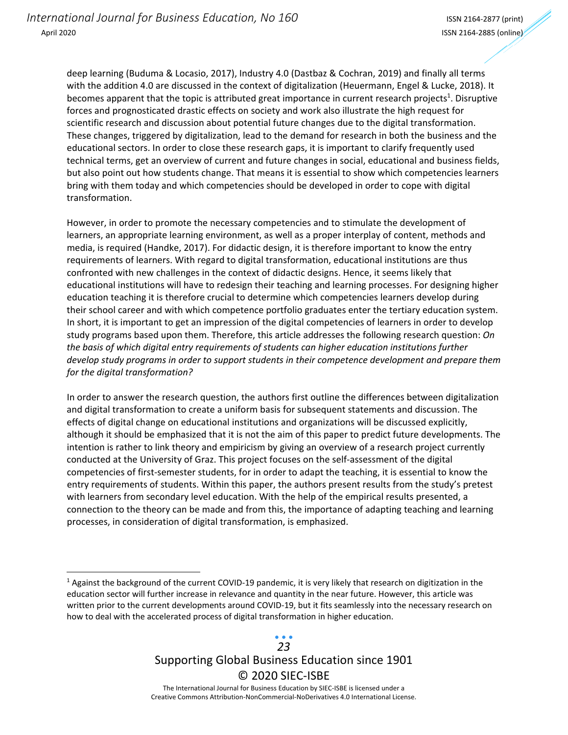deep learning (Buduma & Locasio, 2017), Industry 4.0 (Dastbaz & Cochran, 2019) and finally all terms with the addition 4.0 are discussed in the context of digitalization (Heuermann, Engel & Lucke, 2018). It becomes apparent that the topic is attributed great importance in current research projects[1]. Disruptive forces and prognosticated drastic effects on society and work also illustrate the high request for scientific research and discussion about potential future changes due to the digital transformation. These changes, triggered by digitalization, lead to the demand for research in both the business and the educational sectors. In order to close these research gaps, it is important to clarify frequently used technical terms, get an overview of current and future changes in social, educational and business fields, but also point out how students change. That means it is essential to show which competencies learners bring with them today and which competencies should be developed in order to cope with digital transformation.

However, in order to promote the necessary competencies and to stimulate the development of learners, an appropriate learning environment, as well as a proper interplay of content, methods and media, is required (Handke, 2017). For didactic design, it is therefore important to know the entry requirements of learners. With regard to digital transformation, educational institutions are thus confronted with new challenges in the context of didactic designs. Hence, it seems likely that educational institutions will have to redesign their teaching and learning processes. For designing higher education teaching it is therefore crucial to determine which competencies learners develop during their school career and with which competence portfolio graduates enter the tertiary education system. In short, it is important to get an impression of the digital competencies of learners in order to develop study programs based upon them. Therefore, this article addresses the following research question: *On the basis of which digital entry requirements of students can higher education institutions further develop study programs in order to support students in their competence development and prepare them for the digital transformation?*

In order to answer the research question, the authors first outline the differences between digitalization and digital transformation to create a uniform basis for subsequent statements and discussion. The effects of digital change on educational institutions and organizations will be discussed explicitly, although it should be emphasized that it is not the aim of this paper to predict future developments. The intention is rather to link theory and empiricism by giving an overview of a research project currently conducted at the University of Graz. This project focuses on the self-assessment of the digital competencies of first-semester students, for in order to adapt the teaching, it is essential to know the entry requirements of students. Within this paper, the authors present results from the study's pretest with learners from secondary level education. With the help of the empirical results presented, a connection to the theory can be made and from this, the importance of adapting teaching and learning processes, in consideration of digital transformation, is emphasized.

---

[1] Against the background of the current COVID-19 pandemic, it is very likely that research on digitization in the education sector will further increase in relevance and quantity in the near future. However, this article was written prior to the current developments around COVID-19, but it fits seamlessly into the necessary research on how to deal with the accelerated process of digital transformation in higher education.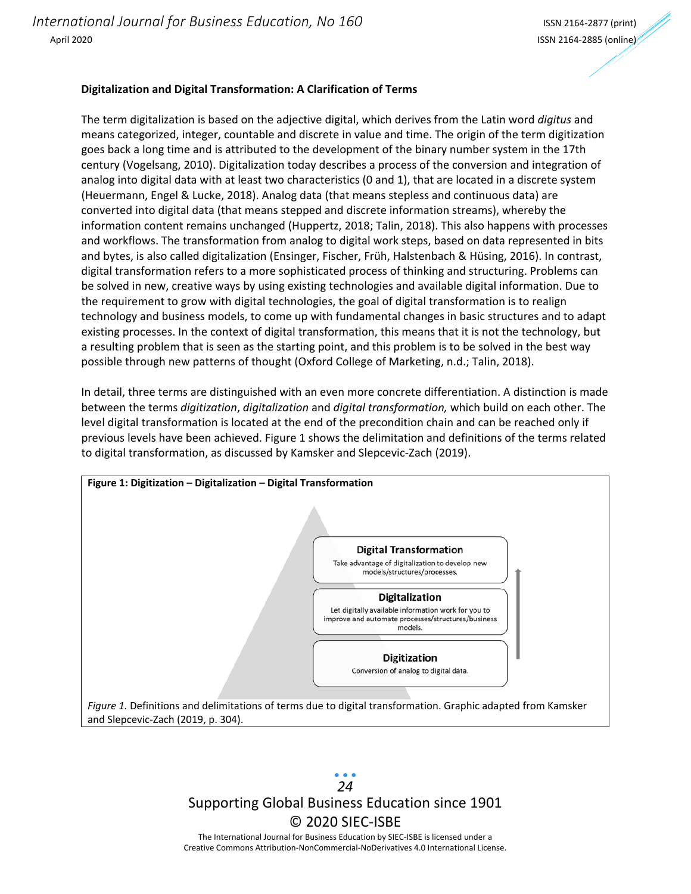### Digitalization and Digital Transformation: A Clarification of Terms

The term digitalization is based on the adjective digital, which derives from the Latin word *digitus* and means categorized, integer, countable and discrete in value and time. The origin of the term digitization goes back a long time and is attributed to the development of the binary number system in the 17th century (Vogelsang, 2010). Digitalization today describes a process of the conversion and integration of analog into digital data with at least two characteristics (0 and 1), that are located in a discrete system (Heuermann, Engel & Lucke, 2018). Analog data (that means stepless and continuous data) are converted into digital data (that means stepped and discrete information streams), whereby the information content remains unchanged (Huppertz, 2018; Talin, 2018). This also happens with processes and workflows. The transformation from analog to digital work steps, based on data represented in bits and bytes, is also called digitalization (Ensinger, Fischer, Früh, Halstenbach & Hüsing, 2016). In contrast, digital transformation refers to a more sophisticated process of thinking and structuring. Problems can be solved in new, creative ways by using existing technologies and available digital information. Due to the requirement to grow with digital technologies, the goal of digital transformation is to realign technology and business models, to come up with fundamental changes in basic structures and to adapt existing processes. In the context of digital transformation, this means that it is not the technology, but a resulting problem that is seen as the starting point, and this problem is to be solved in the best way possible through new patterns of thought (Oxford College of Marketing, n.d.; Talin, 2018).

In detail, three terms are distinguished with an even more concrete differentiation. A distinction is made between the terms *digitization*, *digitalization* and *digital transformation,* which build on each other. The level digital transformation is located at the end of the precondition chain and can be reached only if previous levels have been achieved. Figure 1 shows the delimitation and definitions of the terms related to digital transformation, as discussed by Kamsker and Slepcevic-Zach (2019).

**Figure 1: Digitization – Digitalization – Digital Transformation**

**Digital Transformation**
Take advantage of digitalization to develop new models/structures/processes.

**Digitalization**
Let digitally available information work for you to improve and automate processes/structures/business models.

**Digitization**
Conversion of analog to digital data.

*Figure 1.* Definitions and delimitations of terms due to digital transformation. Graphic adapted from Kamsker and Slepcevic-Zach (2019, p. 304).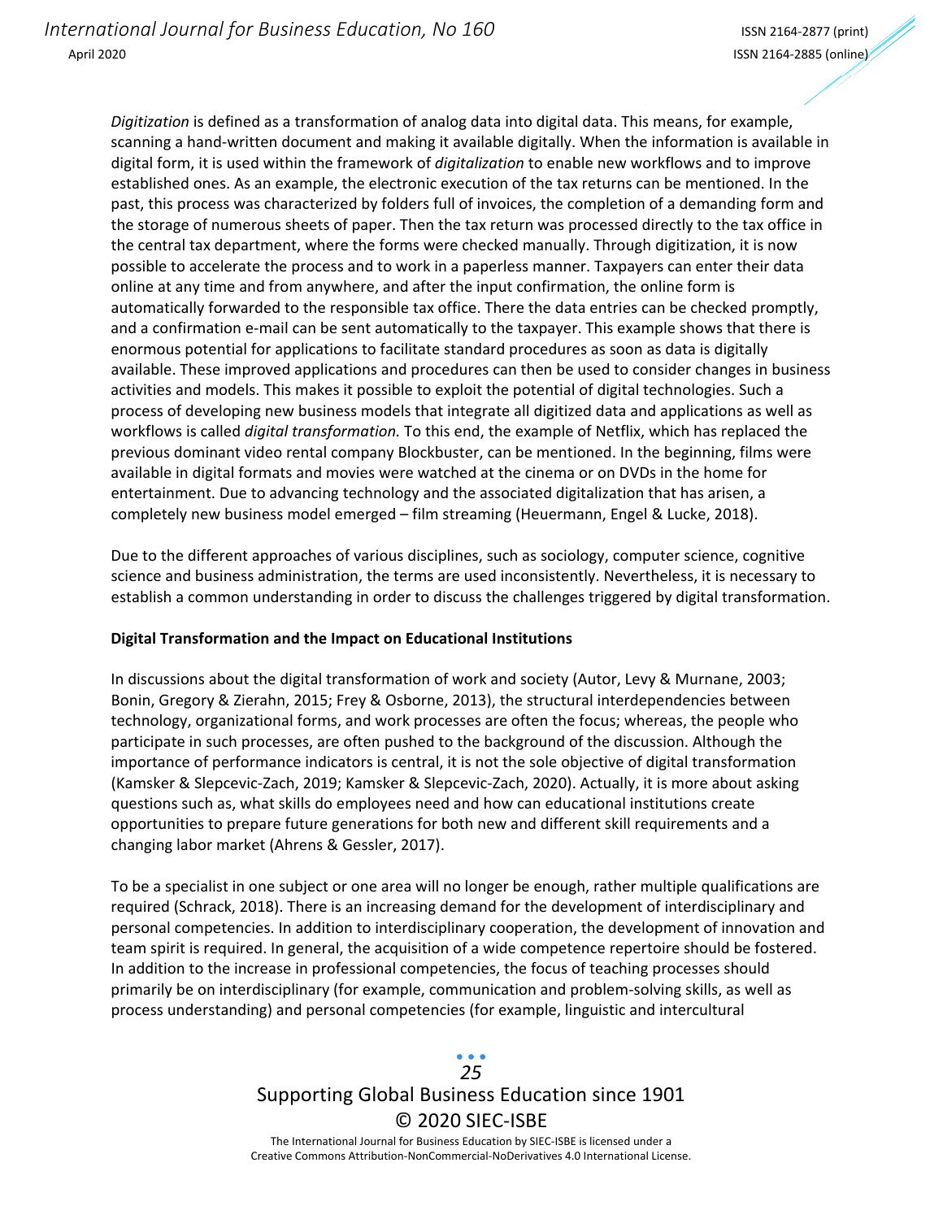*Digitization* is defined as a transformation of analog data into digital data. This means, for example, scanning a hand-written document and making it available digitally. When the information is available in digital form, it is used within the framework of *digitalization* to enable new workflows and to improve established ones. As an example, the electronic execution of the tax returns can be mentioned. In the past, this process was characterized by folders full of invoices, the completion of a demanding form and the storage of numerous sheets of paper. Then the tax return was processed directly to the tax office in the central tax department, where the forms were checked manually. Through digitization, it is now possible to accelerate the process and to work in a paperless manner. Taxpayers can enter their data online at any time and from anywhere, and after the input confirmation, the online form is automatically forwarded to the responsible tax office. There the data entries can be checked promptly, and a confirmation e-mail can be sent automatically to the taxpayer. This example shows that there is enormous potential for applications to facilitate standard procedures as soon as data is digitally available. These improved applications and procedures can then be used to consider changes in business activities and models. This makes it possible to exploit the potential of digital technologies. Such a process of developing new business models that integrate all digitized data and applications as well as workflows is called *digital transformation.* To this end, the example of Netflix, which has replaced the previous dominant video rental company Blockbuster, can be mentioned. In the beginning, films were available in digital formats and movies were watched at the cinema or on DVDs in the home for entertainment. Due to advancing technology and the associated digitalization that has arisen, a completely new business model emerged – film streaming (Heuermann, Engel & Lucke, 2018).

Due to the different approaches of various disciplines, such as sociology, computer science, cognitive science and business administration, the terms are used inconsistently. Nevertheless, it is necessary to establish a common understanding in order to discuss the challenges triggered by digital transformation.

**Digital Transformation and the Impact on Educational Institutions**

In discussions about the digital transformation of work and society (Autor, Levy & Murnane, 2003; Bonin, Gregory & Zierahn, 2015; Frey & Osborne, 2013), the structural interdependencies between technology, organizational forms, and work processes are often the focus; whereas, the people who participate in such processes, are often pushed to the background of the discussion. Although the importance of performance indicators is central, it is not the sole objective of digital transformation (Kamsker & Slepcevic-Zach, 2019; Kamsker & Slepcevic-Zach, 2020). Actually, it is more about asking questions such as, what skills do employees need and how can educational institutions create opportunities to prepare future generations for both new and different skill requirements and a changing labor market (Ahrens & Gessler, 2017).

To be a specialist in one subject or one area will no longer be enough, rather multiple qualifications are required (Schrack, 2018). There is an increasing demand for the development of interdisciplinary and personal competencies. In addition to interdisciplinary cooperation, the development of innovation and team spirit is required. In general, the acquisition of a wide competence repertoire should be fostered. In addition to the increase in professional competencies, the focus of teaching processes should primarily be on interdisciplinary (for example, communication and problem-solving skills, as well as process understanding) and personal competencies (for example, linguistic and intercultural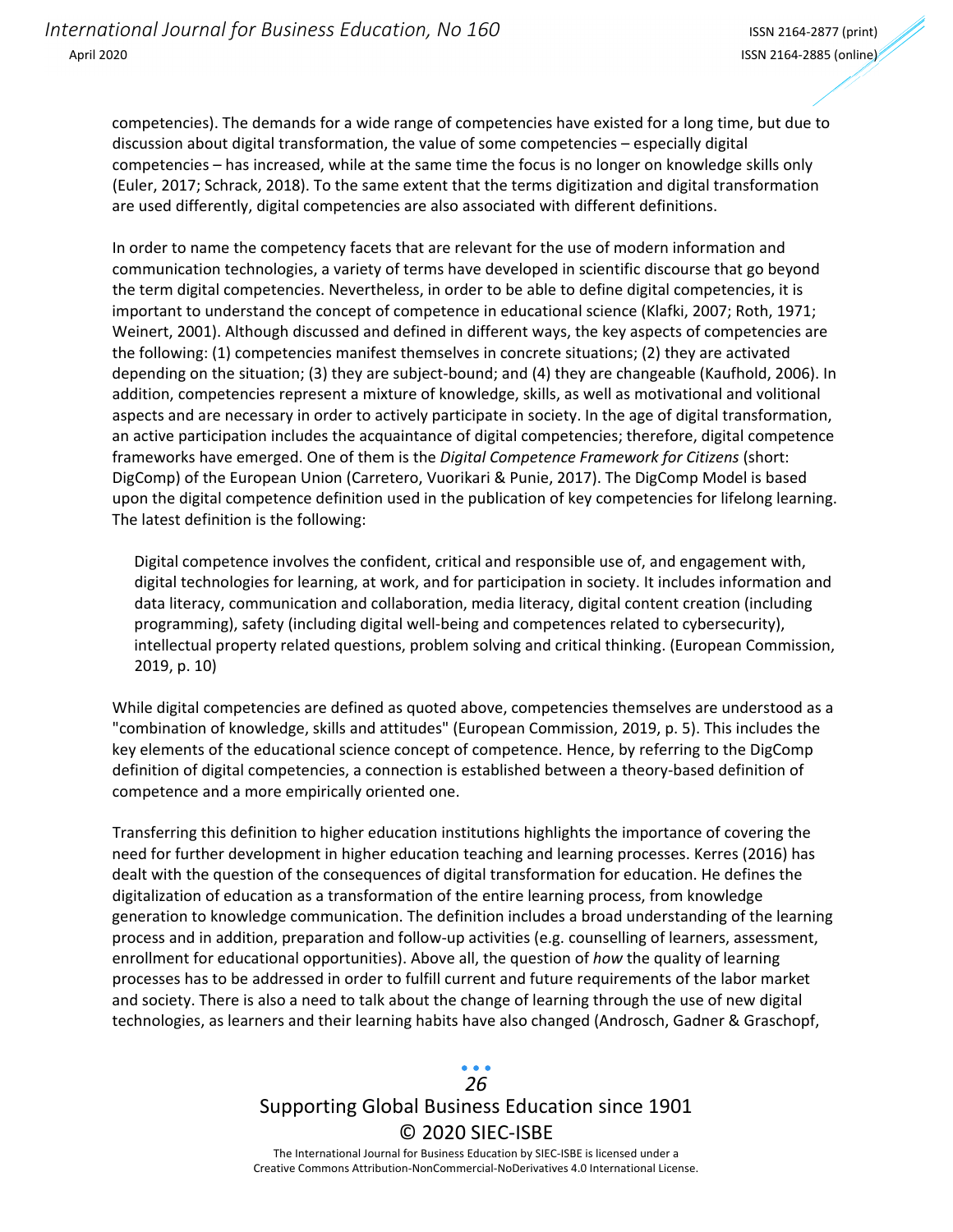competencies). The demands for a wide range of competencies have existed for a long time, but due to discussion about digital transformation, the value of some competencies – especially digital competencies – has increased, while at the same time the focus is no longer on knowledge skills only (Euler, 2017; Schrack, 2018). To the same extent that the terms digitization and digital transformation are used differently, digital competencies are also associated with different definitions.

In order to name the competency facets that are relevant for the use of modern information and communication technologies, a variety of terms have developed in scientific discourse that go beyond the term digital competencies. Nevertheless, in order to be able to define digital competencies, it is important to understand the concept of competence in educational science (Klafki, 2007; Roth, 1971; Weinert, 2001). Although discussed and defined in different ways, the key aspects of competencies are the following: (1) competencies manifest themselves in concrete situations; (2) they are activated depending on the situation; (3) they are subject-bound; and (4) they are changeable (Kaufhold, 2006). In addition, competencies represent a mixture of knowledge, skills, as well as motivational and volitional aspects and are necessary in order to actively participate in society. In the age of digital transformation, an active participation includes the acquaintance of digital competencies; therefore, digital competence frameworks have emerged. One of them is the *Digital Competence Framework for Citizens* (short: DigComp) of the European Union (Carretero, Vuorikari & Punie, 2017). The DigComp Model is based upon the digital competence definition used in the publication of key competencies for lifelong learning. The latest definition is the following:

> Digital competence involves the confident, critical and responsible use of, and engagement with, digital technologies for learning, at work, and for participation in society. It includes information and data literacy, communication and collaboration, media literacy, digital content creation (including programming), safety (including digital well-being and competences related to cybersecurity), intellectual property related questions, problem solving and critical thinking. (European Commission, 2019, p. 10)

While digital competencies are defined as quoted above, competencies themselves are understood as a "combination of knowledge, skills and attitudes" (European Commission, 2019, p. 5). This includes the key elements of the educational science concept of competence. Hence, by referring to the DigComp definition of digital competencies, a connection is established between a theory-based definition of competence and a more empirically oriented one.

Transferring this definition to higher education institutions highlights the importance of covering the need for further development in higher education teaching and learning processes. Kerres (2016) has dealt with the question of the consequences of digital transformation for education. He defines the digitalization of education as a transformation of the entire learning process, from knowledge generation to knowledge communication. The definition includes a broad understanding of the learning process and in addition, preparation and follow-up activities (e.g. counselling of learners, assessment, enrollment for educational opportunities). Above all, the question of *how* the quality of learning processes has to be addressed in order to fulfill current and future requirements of the labor market and society. There is also a need to talk about the change of learning through the use of new digital technologies, as learners and their learning habits have also changed (Androsch, Gadner & Graschopf,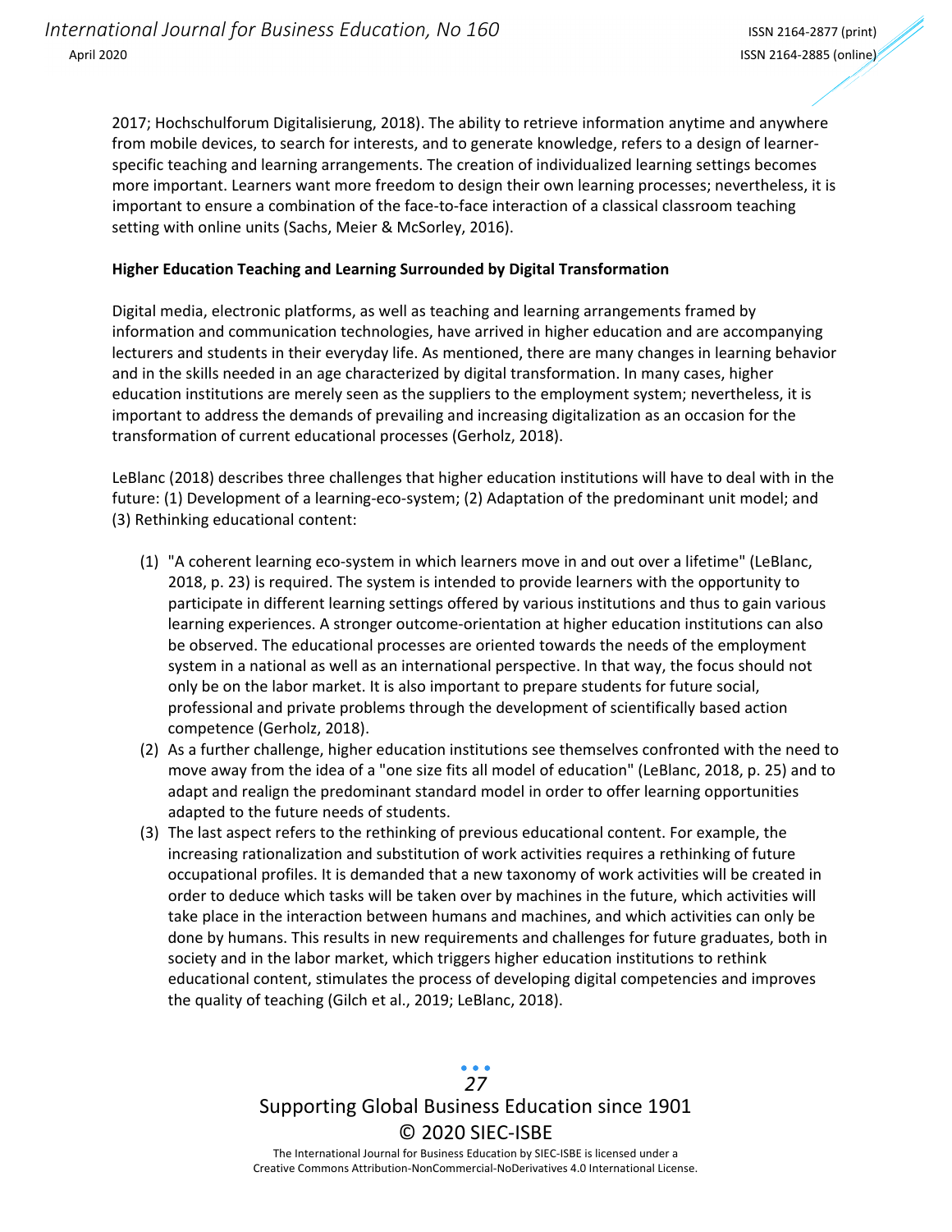2017; Hochschulforum Digitalisierung, 2018). The ability to retrieve information anytime and anywhere from mobile devices, to search for interests, and to generate knowledge, refers to a design of learner-specific teaching and learning arrangements. The creation of individualized learning settings becomes more important. Learners want more freedom to design their own learning processes; nevertheless, it is important to ensure a combination of the face-to-face interaction of a classical classroom teaching setting with online units (Sachs, Meier & McSorley, 2016).

**Higher Education Teaching and Learning Surrounded by Digital Transformation**

Digital media, electronic platforms, as well as teaching and learning arrangements framed by information and communication technologies, have arrived in higher education and are accompanying lecturers and students in their everyday life. As mentioned, there are many changes in learning behavior and in the skills needed in an age characterized by digital transformation. In many cases, higher education institutions are merely seen as the suppliers to the employment system; nevertheless, it is important to address the demands of prevailing and increasing digitalization as an occasion for the transformation of current educational processes (Gerholz, 2018).

LeBlanc (2018) describes three challenges that higher education institutions will have to deal with in the future: (1) Development of a learning-eco-system; (2) Adaptation of the predominant unit model; and (3) Rethinking educational content:

(1) "A coherent learning eco-system in which learners move in and out over a lifetime" (LeBlanc, 2018, p. 23) is required. The system is intended to provide learners with the opportunity to participate in different learning settings offered by various institutions and thus to gain various learning experiences. A stronger outcome-orientation at higher education institutions can also be observed. The educational processes are oriented towards the needs of the employment system in a national as well as an international perspective. In that way, the focus should not only be on the labor market. It is also important to prepare students for future social, professional and private problems through the development of scientifically based action competence (Gerholz, 2018).

(2) As a further challenge, higher education institutions see themselves confronted with the need to move away from the idea of a "one size fits all model of education" (LeBlanc, 2018, p. 25) and to adapt and realign the predominant standard model in order to offer learning opportunities adapted to the future needs of students.

(3) The last aspect refers to the rethinking of previous educational content. For example, the increasing rationalization and substitution of work activities requires a rethinking of future occupational profiles. It is demanded that a new taxonomy of work activities will be created in order to deduce which tasks will be taken over by machines in the future, which activities will take place in the interaction between humans and machines, and which activities can only be done by humans. This results in new requirements and challenges for future graduates, both in society and in the labor market, which triggers higher education institutions to rethink educational content, stimulates the process of developing digital competencies and improves the quality of teaching (Gilch et al., 2019; LeBlanc, 2018).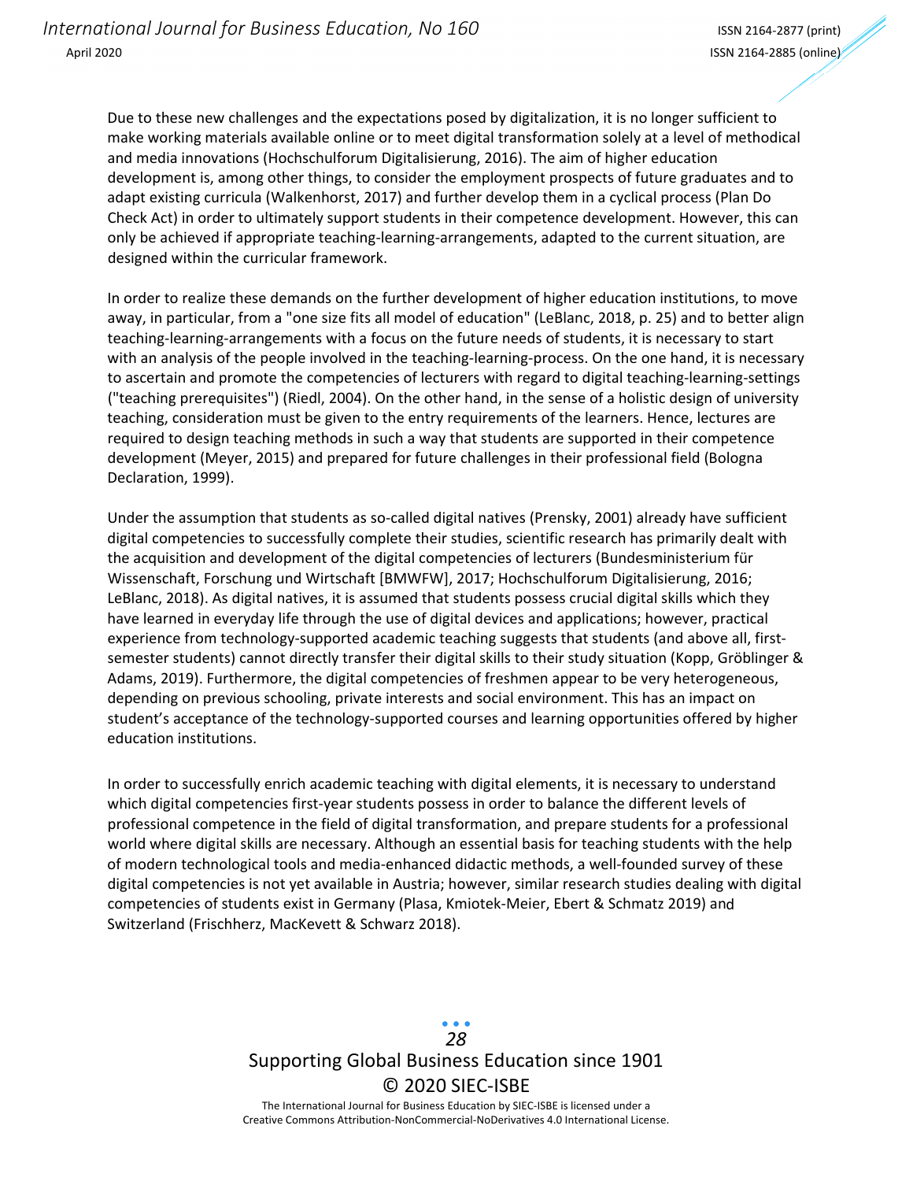Due to these new challenges and the expectations posed by digitalization, it is no longer sufficient to make working materials available online or to meet digital transformation solely at a level of methodical and media innovations (Hochschulforum Digitalisierung, 2016). The aim of higher education development is, among other things, to consider the employment prospects of future graduates and to adapt existing curricula (Walkenhorst, 2017) and further develop them in a cyclical process (Plan Do Check Act) in order to ultimately support students in their competence development. However, this can only be achieved if appropriate teaching-learning-arrangements, adapted to the current situation, are designed within the curricular framework.

In order to realize these demands on the further development of higher education institutions, to move away, in particular, from a "one size fits all model of education" (LeBlanc, 2018, p. 25) and to better align teaching-learning-arrangements with a focus on the future needs of students, it is necessary to start with an analysis of the people involved in the teaching-learning-process. On the one hand, it is necessary to ascertain and promote the competencies of lecturers with regard to digital teaching-learning-settings ("teaching prerequisites") (Riedl, 2004). On the other hand, in the sense of a holistic design of university teaching, consideration must be given to the entry requirements of the learners. Hence, lectures are required to design teaching methods in such a way that students are supported in their competence development (Meyer, 2015) and prepared for future challenges in their professional field (Bologna Declaration, 1999).

Under the assumption that students as so-called digital natives (Prensky, 2001) already have sufficient digital competencies to successfully complete their studies, scientific research has primarily dealt with the acquisition and development of the digital competencies of lecturers (Bundesministerium für Wissenschaft, Forschung und Wirtschaft [BMWFW], 2017; Hochschulforum Digitalisierung, 2016; LeBlanc, 2018). As digital natives, it is assumed that students possess crucial digital skills which they have learned in everyday life through the use of digital devices and applications; however, practical experience from technology-supported academic teaching suggests that students (and above all, first-semester students) cannot directly transfer their digital skills to their study situation (Kopp, Gröblinger & Adams, 2019). Furthermore, the digital competencies of freshmen appear to be very heterogeneous, depending on previous schooling, private interests and social environment. This has an impact on student's acceptance of the technology-supported courses and learning opportunities offered by higher education institutions.

In order to successfully enrich academic teaching with digital elements, it is necessary to understand which digital competencies first-year students possess in order to balance the different levels of professional competence in the field of digital transformation, and prepare students for a professional world where digital skills are necessary. Although an essential basis for teaching students with the help of modern technological tools and media-enhanced didactic methods, a well-founded survey of these digital competencies is not yet available in Austria; however, similar research studies dealing with digital competencies of students exist in Germany (Plasa, Kmiotek-Meier, Ebert & Schmatz 2019) and Switzerland (Frischherz, MacKevett & Schwarz 2018).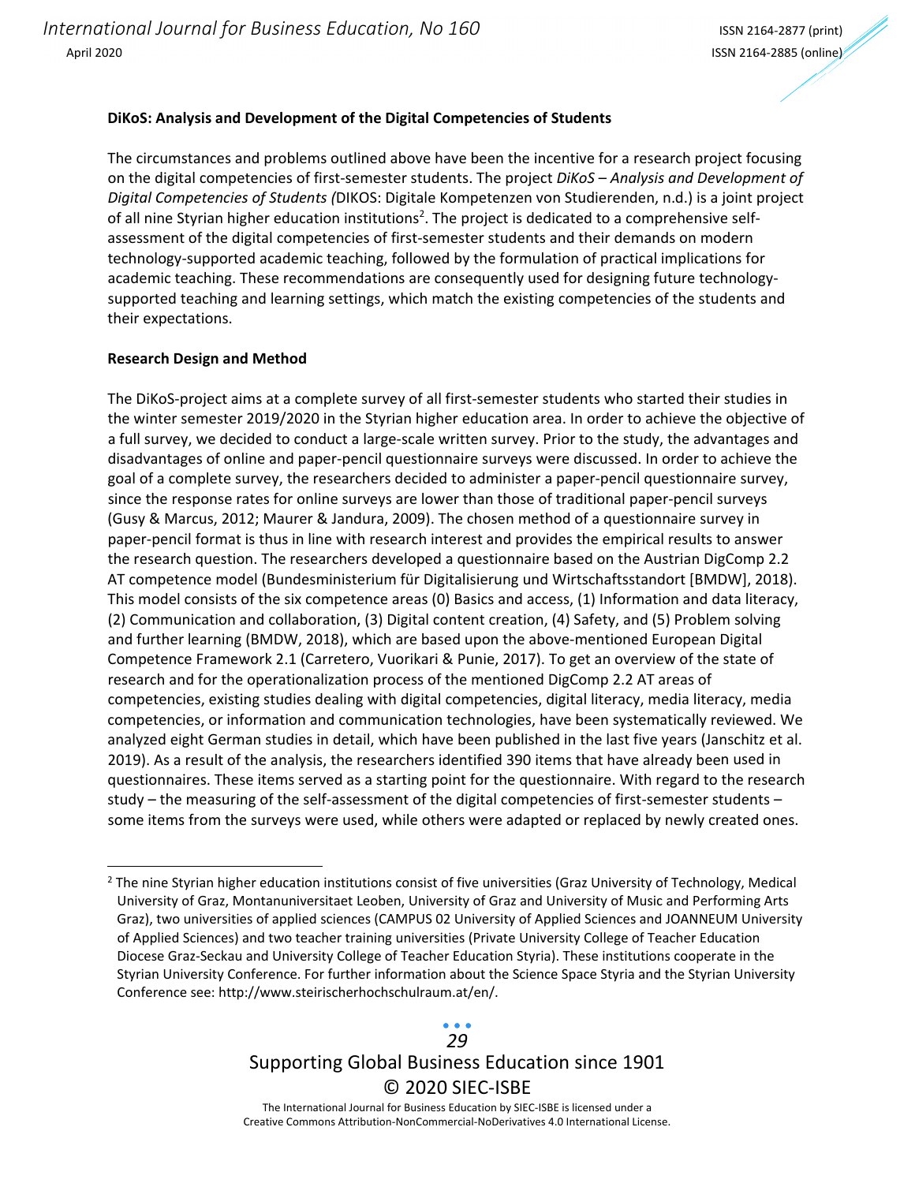**DiKoS: Analysis and Development of the Digital Competencies of Students**

The circumstances and problems outlined above have been the incentive for a research project focusing on the digital competencies of first-semester students. The project *DiKoS – Analysis and Development of Digital Competencies of Students (*DIKOS: Digitale Kompetenzen von Studierenden, n.d.) is a joint project of all nine Styrian higher education institutions[2]. The project is dedicated to a comprehensive self-assessment of the digital competencies of first-semester students and their demands on modern technology-supported academic teaching, followed by the formulation of practical implications for academic teaching. These recommendations are consequently used for designing future technology-supported teaching and learning settings, which match the existing competencies of the students and their expectations.

**Research Design and Method**

The DiKoS-project aims at a complete survey of all first-semester students who started their studies in the winter semester 2019/2020 in the Styrian higher education area. In order to achieve the objective of a full survey, we decided to conduct a large-scale written survey. Prior to the study, the advantages and disadvantages of online and paper-pencil questionnaire surveys were discussed. In order to achieve the goal of a complete survey, the researchers decided to administer a paper-pencil questionnaire survey, since the response rates for online surveys are lower than those of traditional paper-pencil surveys (Gusy & Marcus, 2012; Maurer & Jandura, 2009). The chosen method of a questionnaire survey in paper-pencil format is thus in line with research interest and provides the empirical results to answer the research question. The researchers developed a questionnaire based on the Austrian DigComp 2.2 AT competence model (Bundesministerium für Digitalisierung und Wirtschaftsstandort [BMDW], 2018). This model consists of the six competence areas (0) Basics and access, (1) Information and data literacy, (2) Communication and collaboration, (3) Digital content creation, (4) Safety, and (5) Problem solving and further learning (BMDW, 2018), which are based upon the above-mentioned European Digital Competence Framework 2.1 (Carretero, Vuorikari & Punie, 2017). To get an overview of the state of research and for the operationalization process of the mentioned DigComp 2.2 AT areas of competencies, existing studies dealing with digital competencies, digital literacy, media literacy, media competencies, or information and communication technologies, have been systematically reviewed. We analyzed eight German studies in detail, which have been published in the last five years (Janschitz et al. 2019). As a result of the analysis, the researchers identified 390 items that have already been used in questionnaires. These items served as a starting point for the questionnaire. With regard to the research study – the measuring of the self-assessment of the digital competencies of first-semester students – some items from the surveys were used, while others were adapted or replaced by newly created ones.

---

[2] The nine Styrian higher education institutions consist of five universities (Graz University of Technology, Medical University of Graz, Montanuniversitaet Leoben, University of Graz and University of Music and Performing Arts Graz), two universities of applied sciences (CAMPUS 02 University of Applied Sciences and JOANNEUM University of Applied Sciences) and two teacher training universities (Private University College of Teacher Education Diocese Graz-Seckau and University College of Teacher Education Styria). These institutions cooperate in the Styrian University Conference. For further information about the Science Space Styria and the Styrian University Conference see: http://www.steirischerhochschulraum.at/en/.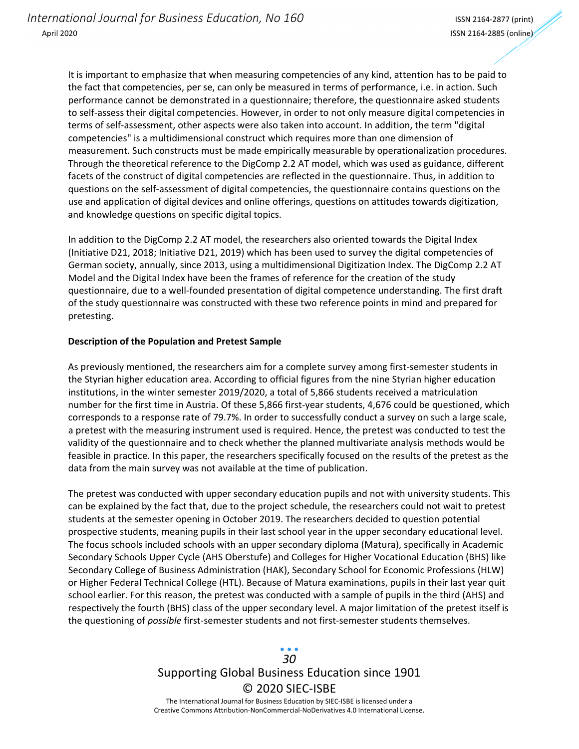It is important to emphasize that when measuring competencies of any kind, attention has to be paid to the fact that competencies, per se, can only be measured in terms of performance, i.e. in action. Such performance cannot be demonstrated in a questionnaire; therefore, the questionnaire asked students to self-assess their digital competencies. However, in order to not only measure digital competencies in terms of self-assessment, other aspects were also taken into account. In addition, the term "digital competencies" is a multidimensional construct which requires more than one dimension of measurement. Such constructs must be made empirically measurable by operationalization procedures. Through the theoretical reference to the DigComp 2.2 AT model, which was used as guidance, different facets of the construct of digital competencies are reflected in the questionnaire. Thus, in addition to questions on the self-assessment of digital competencies, the questionnaire contains questions on the use and application of digital devices and online offerings, questions on attitudes towards digitization, and knowledge questions on specific digital topics.

In addition to the DigComp 2.2 AT model, the researchers also oriented towards the Digital Index (Initiative D21, 2018; Initiative D21, 2019) which has been used to survey the digital competencies of German society, annually, since 2013, using a multidimensional Digitization Index. The DigComp 2.2 AT Model and the Digital Index have been the frames of reference for the creation of the study questionnaire, due to a well-founded presentation of digital competence understanding. The first draft of the study questionnaire was constructed with these two reference points in mind and prepared for pretesting.

**Description of the Population and Pretest Sample**

As previously mentioned, the researchers aim for a complete survey among first-semester students in the Styrian higher education area. According to official figures from the nine Styrian higher education institutions, in the winter semester 2019/2020, a total of 5,866 students received a matriculation number for the first time in Austria. Of these 5,866 first-year students, 4,676 could be questioned, which corresponds to a response rate of 79.7%. In order to successfully conduct a survey on such a large scale, a pretest with the measuring instrument used is required. Hence, the pretest was conducted to test the validity of the questionnaire and to check whether the planned multivariate analysis methods would be feasible in practice. In this paper, the researchers specifically focused on the results of the pretest as the data from the main survey was not available at the time of publication.

The pretest was conducted with upper secondary education pupils and not with university students. This can be explained by the fact that, due to the project schedule, the researchers could not wait to pretest students at the semester opening in October 2019. The researchers decided to question potential prospective students, meaning pupils in their last school year in the upper secondary educational level. The focus schools included schools with an upper secondary diploma (Matura), specifically in Academic Secondary Schools Upper Cycle (AHS Oberstufe) and Colleges for Higher Vocational Education (BHS) like Secondary College of Business Administration (HAK), Secondary School for Economic Professions (HLW) or Higher Federal Technical College (HTL). Because of Matura examinations, pupils in their last year quit school earlier. For this reason, the pretest was conducted with a sample of pupils in the third (AHS) and respectively the fourth (BHS) class of the upper secondary level. A major limitation of the pretest itself is the questioning of *possible* first-semester students and not first-semester students themselves.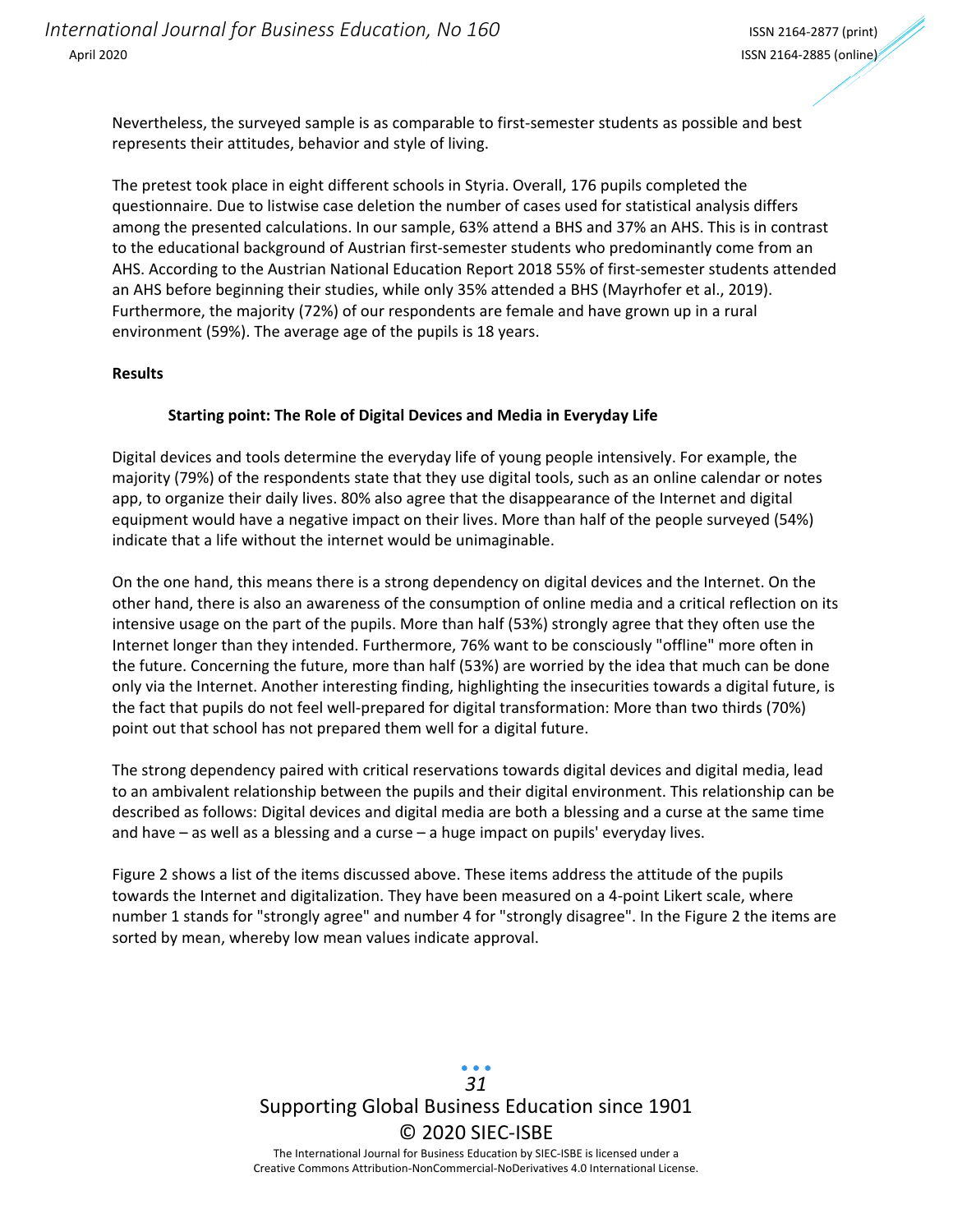Nevertheless, the surveyed sample is as comparable to first-semester students as possible and best represents their attitudes, behavior and style of living.

The pretest took place in eight different schools in Styria. Overall, 176 pupils completed the questionnaire. Due to listwise case deletion the number of cases used for statistical analysis differs among the presented calculations. In our sample, 63% attend a BHS and 37% an AHS. This is in contrast to the educational background of Austrian first-semester students who predominantly come from an AHS. According to the Austrian National Education Report 2018 55% of first-semester students attended an AHS before beginning their studies, while only 35% attended a BHS (Mayrhofer et al., 2019). Furthermore, the majority (72%) of our respondents are female and have grown up in a rural environment (59%). The average age of the pupils is 18 years.

## Results

### Starting point: The Role of Digital Devices and Media in Everyday Life

Digital devices and tools determine the everyday life of young people intensively. For example, the majority (79%) of the respondents state that they use digital tools, such as an online calendar or notes app, to organize their daily lives. 80% also agree that the disappearance of the Internet and digital equipment would have a negative impact on their lives. More than half of the people surveyed (54%) indicate that a life without the internet would be unimaginable.

On the one hand, this means there is a strong dependency on digital devices and the Internet. On the other hand, there is also an awareness of the consumption of online media and a critical reflection on its intensive usage on the part of the pupils. More than half (53%) strongly agree that they often use the Internet longer than they intended. Furthermore, 76% want to be consciously "offline" more often in the future. Concerning the future, more than half (53%) are worried by the idea that much can be done only via the Internet. Another interesting finding, highlighting the insecurities towards a digital future, is the fact that pupils do not feel well-prepared for digital transformation: More than two thirds (70%) point out that school has not prepared them well for a digital future.

The strong dependency paired with critical reservations towards digital devices and digital media, lead to an ambivalent relationship between the pupils and their digital environment. This relationship can be described as follows: Digital devices and digital media are both a blessing and a curse at the same time and have – as well as a blessing and a curse – a huge impact on pupils' everyday lives.

Figure 2 shows a list of the items discussed above. These items address the attitude of the pupils towards the Internet and digitalization. They have been measured on a 4-point Likert scale, where number 1 stands for "strongly agree" and number 4 for "strongly disagree". In the Figure 2 the items are sorted by mean, whereby low mean values indicate approval.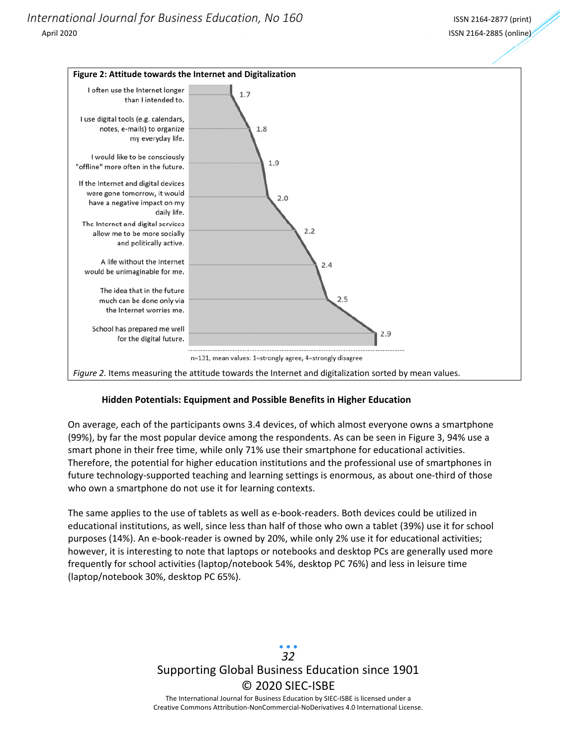**Figure 2: Attitude towards the Internet and Digitalization**

| Item | Mean value |
|---|---|
| I often use the Internet longer than I intended to. | 1.7 |
| I use digital tools (e.g. calendars, notes, e-mails) to organize my everyday life. | 1.8 |
| I would like to be consciously "offline" more often in the future. | 1.9 |
| If the Internet and digital devices were gone tomorrow, it would have a negative impact on my daily life. | 2.0 |
| The Internet and digital services allow me to be more socially and politically active. | 2.2 |
| A life without the Internet would be unimaginable for me. | 2.4 |
| The idea that in the future much can be done only via the Internet worries me. | 2.5 |
| School has prepared me well for the digital future. | 2.9 |

n=131, mean values: 1=strongly agree, 4=strongly disagree

*Figure 2.* Items measuring the attitude towards the Internet and digitalization sorted by mean values.

### Hidden Potentials: Equipment and Possible Benefits in Higher Education

On average, each of the participants owns 3.4 devices, of which almost everyone owns a smartphone (99%), by far the most popular device among the respondents. As can be seen in Figure 3, 94% use a smart phone in their free time, while only 71% use their smartphone for educational activities. Therefore, the potential for higher education institutions and the professional use of smartphones in future technology-supported teaching and learning settings is enormous, as about one-third of those who own a smartphone do not use it for learning contexts.

The same applies to the use of tablets as well as e-book-readers. Both devices could be utilized in educational institutions, as well, since less than half of those who own a tablet (39%) use it for school purposes (14%). An e-book-reader is owned by 20%, while only 2% use it for educational activities; however, it is interesting to note that laptops or notebooks and desktop PCs are generally used more frequently for school activities (laptop/notebook 54%, desktop PC 76%) and less in leisure time (laptop/notebook 30%, desktop PC 65%).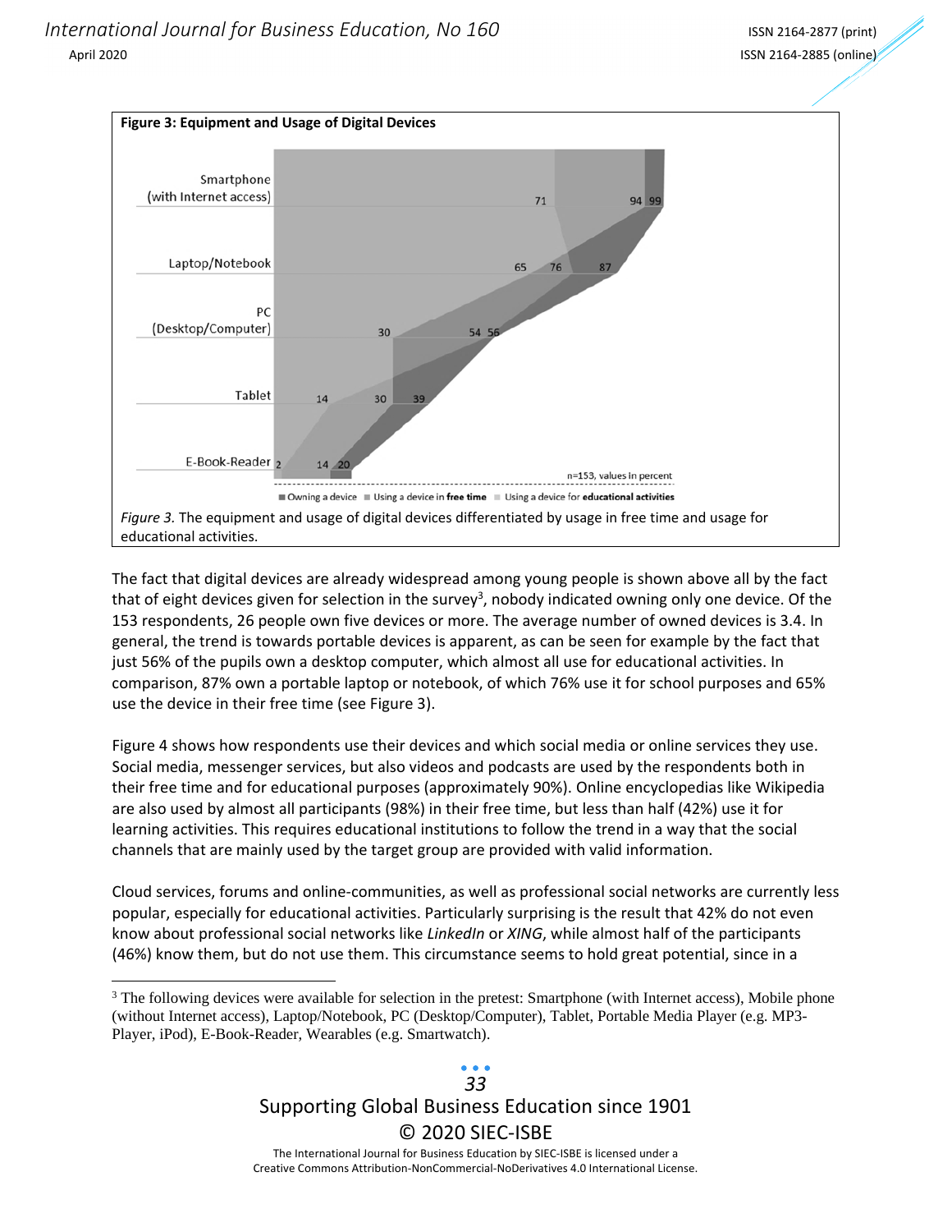**Figure 3: Equipment and Usage of Digital Devices**

| Device | Using a device for educational activities | Using a device in free time | Owning a device |
|---|---|---|---|
| Smartphone (with Internet access) | 71 | 94 | 99 |
| Laptop/Notebook | 76 | 65 | 87 |
| PC (Desktop/Computer) | 54 | 30 | 56 |
| Tablet | 14 | 30 | 39 |
| E-Book-Reader | 2 | 14 | 20 |

n=153, values in percent

*Figure 3.* The equipment and usage of digital devices differentiated by usage in free time and usage for educational activities.

The fact that digital devices are already widespread among young people is shown above all by the fact that of eight devices given for selection in the survey[3], nobody indicated owning only one device. Of the 153 respondents, 26 people own five devices or more. The average number of owned devices is 3.4. In general, the trend is towards portable devices is apparent, as can be seen for example by the fact that just 56% of the pupils own a desktop computer, which almost all use for educational activities. In comparison, 87% own a portable laptop or notebook, of which 76% use it for school purposes and 65% use the device in their free time (see Figure 3).

Figure 4 shows how respondents use their devices and which social media or online services they use. Social media, messenger services, but also videos and podcasts are used by the respondents both in their free time and for educational purposes (approximately 90%). Online encyclopedias like Wikipedia are also used by almost all participants (98%) in their free time, but less than half (42%) use it for learning activities. This requires educational institutions to follow the trend in a way that the social channels that are mainly used by the target group are provided with valid information.

Cloud services, forums and online-communities, as well as professional social networks are currently less popular, especially for educational activities. Particularly surprising is the result that 42% do not even know about professional social networks like *LinkedIn* or *XING*, while almost half of the participants (46%) know them, but do not use them. This circumstance seems to hold great potential, since in a

[3] The following devices were available for selection in the pretest: Smartphone (with Internet access), Mobile phone (without Internet access), Laptop/Notebook, PC (Desktop/Computer), Tablet, Portable Media Player (e.g. MP3-Player, iPod), E-Book-Reader, Wearables (e.g. Smartwatch).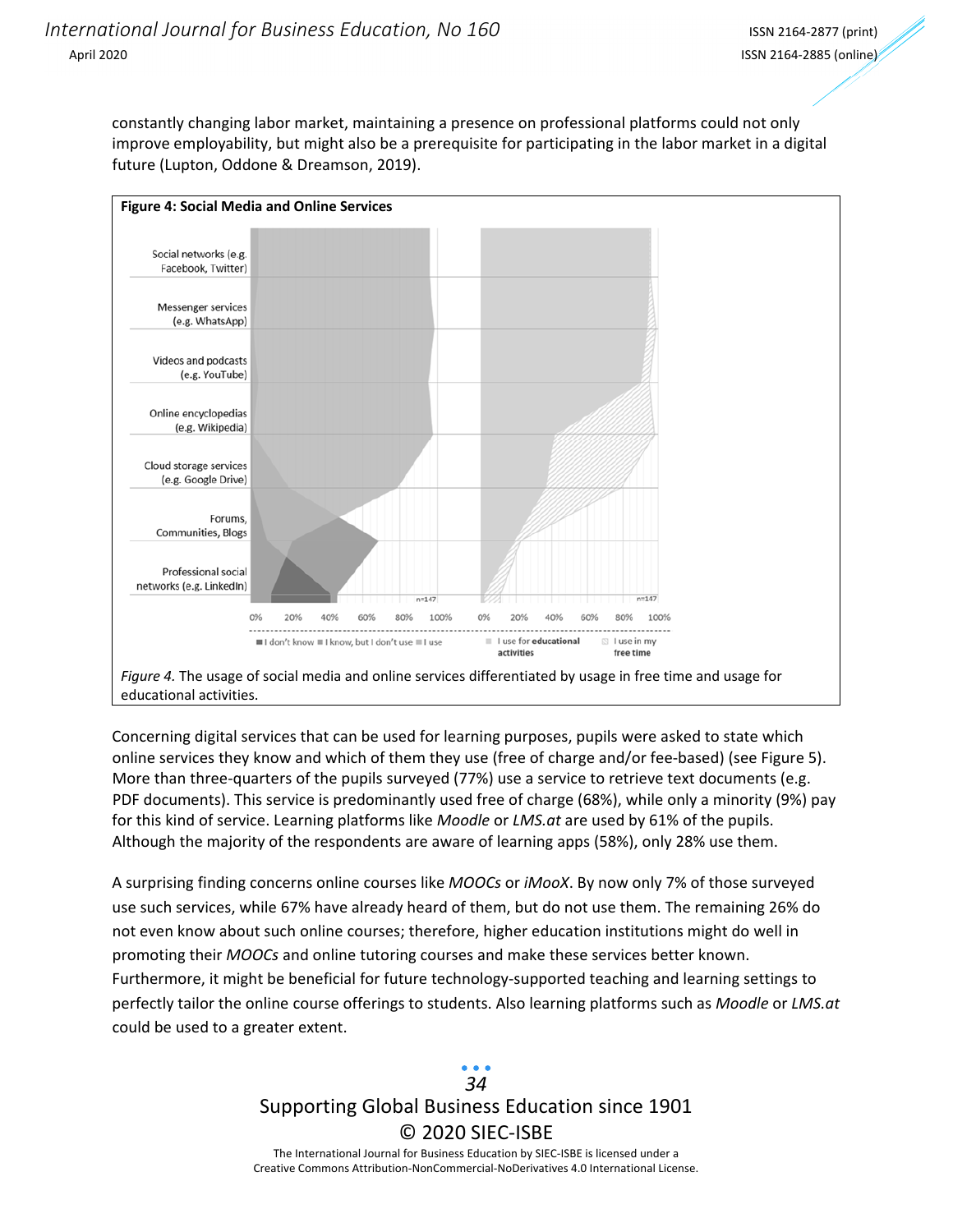constantly changing labor market, maintaining a presence on professional platforms could not only improve employability, but might also be a prerequisite for participating in the labor market in a digital future (Lupton, Oddone & Dreamson, 2019).

**Figure 4: Social Media and Online Services**

*Figure 4.* The usage of social media and online services differentiated by usage in free time and usage for educational activities.

Concerning digital services that can be used for learning purposes, pupils were asked to state which online services they know and which of them they use (free of charge and/or fee-based) (see Figure 5). More than three-quarters of the pupils surveyed (77%) use a service to retrieve text documents (e.g. PDF documents). This service is predominantly used free of charge (68%), while only a minority (9%) pay for this kind of service. Learning platforms like *Moodle* or *LMS.at* are used by 61% of the pupils. Although the majority of the respondents are aware of learning apps (58%), only 28% use them.

A surprising finding concerns online courses like *MOOCs* or *iMooX*. By now only 7% of those surveyed use such services, while 67% have already heard of them, but do not use them. The remaining 26% do not even know about such online courses; therefore, higher education institutions might do well in promoting their *MOOCs* and online tutoring courses and make these services better known. Furthermore, it might be beneficial for future technology-supported teaching and learning settings to perfectly tailor the online course offerings to students. Also learning platforms such as *Moodle* or *LMS.at* could be used to a greater extent.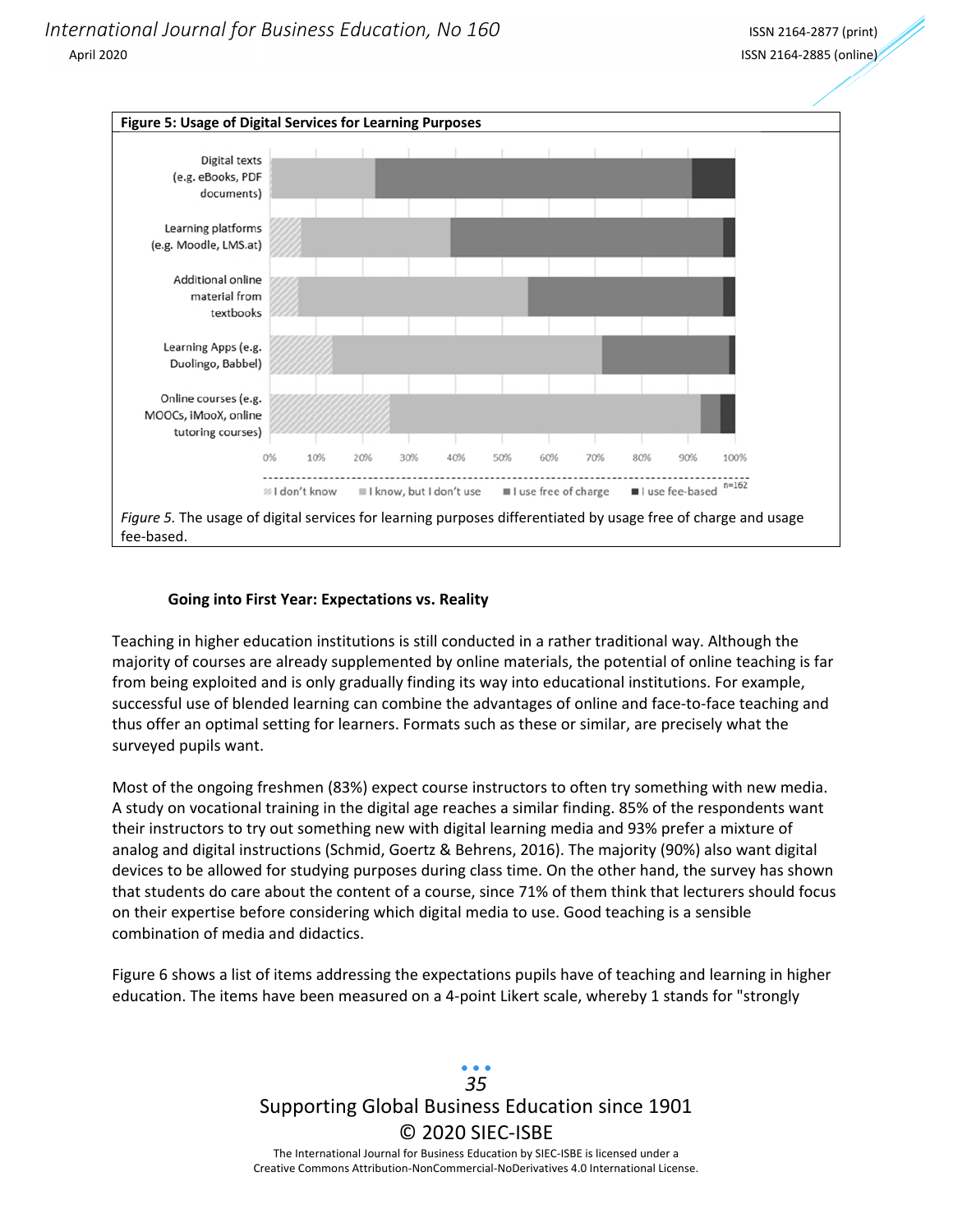**Figure 5: Usage of Digital Services for Learning Purposes**

Digital texts (e.g. eBooks, PDF documents)

Learning platforms (e.g. Moodle, LMS.at)

Additional online material from textbooks

Learning Apps (e.g. Duolingo, Babbel)

Online courses (e.g. MOOCs, iMooX, online tutoring courses)

0% 10% 20% 30% 40% 50% 60% 70% 80% 90% 100%

I don't know | I know, but I don't use | I use free of charge | I use fee-based

n=162

*Figure 5.* The usage of digital services for learning purposes differentiated by usage free of charge and usage fee-based.

**Going into First Year: Expectations vs. Reality**

Teaching in higher education institutions is still conducted in a rather traditional way. Although the majority of courses are already supplemented by online materials, the potential of online teaching is far from being exploited and is only gradually finding its way into educational institutions. For example, successful use of blended learning can combine the advantages of online and face-to-face teaching and thus offer an optimal setting for learners. Formats such as these or similar, are precisely what the surveyed pupils want.

Most of the ongoing freshmen (83%) expect course instructors to often try something with new media. A study on vocational training in the digital age reaches a similar finding. 85% of the respondents want their instructors to try out something new with digital learning media and 93% prefer a mixture of analog and digital instructions (Schmid, Goertz & Behrens, 2016). The majority (90%) also want digital devices to be allowed for studying purposes during class time. On the other hand, the survey has shown that students do care about the content of a course, since 71% of them think that lecturers should focus on their expertise before considering which digital media to use. Good teaching is a sensible combination of media and didactics.

Figure 6 shows a list of items addressing the expectations pupils have of teaching and learning in higher education. The items have been measured on a 4-point Likert scale, whereby 1 stands for "strongly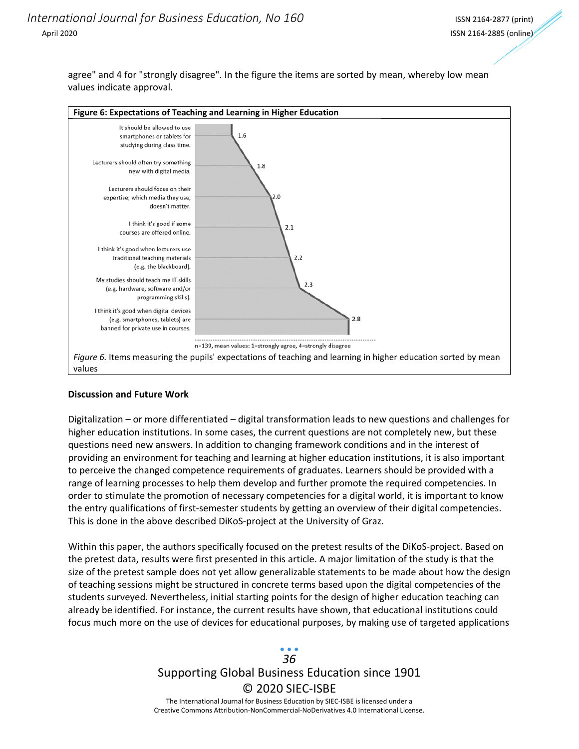agree" and 4 for "strongly disagree". In the figure the items are sorted by mean, whereby low mean values indicate approval.

**Figure 6: Expectations of Teaching and Learning in Higher Education**

| Item | Mean |
|---|---|
| It should be allowed to use smartphones or tablets for studying during class time. | 1.6 |
| Lecturers should often try something new with digital media. | 1.8 |
| Lecturers should focus on their expertise; which media they use, doesn't matter. | 2.0 |
| I think it's good if some courses are offered online. | 2.1 |
| I think it's good when lecturers use traditional teaching materials (e.g. the blackboard). | 2.2 |
| My studies should teach me IT skills (e.g. hardware, software and/or programming skills). | 2.3 |
| I think it's good when digital devices (e.g. smartphones, tablets) are banned for private use in courses. | 2.8 |

n=139, mean values: 1=strongly agree, 4=strongly disagree

*Figure 6.* Items measuring the pupils' expectations of teaching and learning in higher education sorted by mean values

**Discussion and Future Work**

Digitalization – or more differentiated – digital transformation leads to new questions and challenges for higher education institutions. In some cases, the current questions are not completely new, but these questions need new answers. In addition to changing framework conditions and in the interest of providing an environment for teaching and learning at higher education institutions, it is also important to perceive the changed competence requirements of graduates. Learners should be provided with a range of learning processes to help them develop and further promote the required competencies. In order to stimulate the promotion of necessary competencies for a digital world, it is important to know the entry qualifications of first-semester students by getting an overview of their digital competencies. This is done in the above described DiKoS-project at the University of Graz.

Within this paper, the authors specifically focused on the pretest results of the DiKoS-project. Based on the pretest data, results were first presented in this article. A major limitation of the study is that the size of the pretest sample does not yet allow generalizable statements to be made about how the design of teaching sessions might be structured in concrete terms based upon the digital competencies of the students surveyed. Nevertheless, initial starting points for the design of higher education teaching can already be identified. For instance, the current results have shown, that educational institutions could focus much more on the use of devices for educational purposes, by making use of targeted applications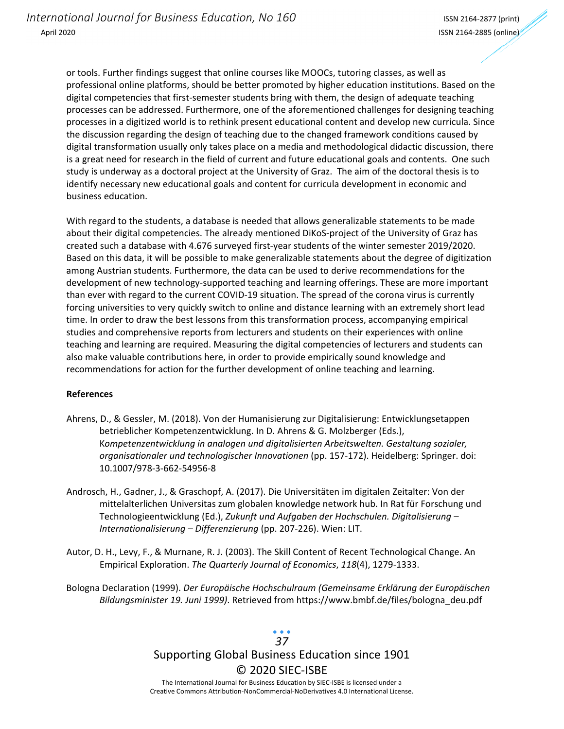or tools. Further findings suggest that online courses like MOOCs, tutoring classes, as well as professional online platforms, should be better promoted by higher education institutions. Based on the digital competencies that first-semester students bring with them, the design of adequate teaching processes can be addressed. Furthermore, one of the aforementioned challenges for designing teaching processes in a digitized world is to rethink present educational content and develop new curricula. Since the discussion regarding the design of teaching due to the changed framework conditions caused by digital transformation usually only takes place on a media and methodological didactic discussion, there is a great need for research in the field of current and future educational goals and contents. One such study is underway as a doctoral project at the University of Graz. The aim of the doctoral thesis is to identify necessary new educational goals and content for curricula development in economic and business education.

With regard to the students, a database is needed that allows generalizable statements to be made about their digital competencies. The already mentioned DiKoS-project of the University of Graz has created such a database with 4.676 surveyed first-year students of the winter semester 2019/2020. Based on this data, it will be possible to make generalizable statements about the degree of digitization among Austrian students. Furthermore, the data can be used to derive recommendations for the development of new technology-supported teaching and learning offerings. These are more important than ever with regard to the current COVID-19 situation. The spread of the corona virus is currently forcing universities to very quickly switch to online and distance learning with an extremely short lead time. In order to draw the best lessons from this transformation process, accompanying empirical studies and comprehensive reports from lecturers and students on their experiences with online teaching and learning are required. Measuring the digital competencies of lecturers and students can also make valuable contributions here, in order to provide empirically sound knowledge and recommendations for action for the further development of online teaching and learning.

**References**

Ahrens, D., & Gessler, M. (2018). Von der Humanisierung zur Digitalisierung: Entwicklungsetappen betrieblicher Kompetenzentwicklung. In D. Ahrens & G. Molzberger (Eds.), *Kompetenzentwicklung in analogen und digitalisierten Arbeitswelten. Gestaltung sozialer, organisationaler und technologischer Innovationen* (pp. 157-172). Heidelberg: Springer. doi: 10.1007/978-3-662-54956-8

Androsch, H., Gadner, J., & Graschopf, A. (2017). Die Universitäten im digitalen Zeitalter: Von der mittelalterlichen Universitas zum globalen knowledge network hub. In Rat für Forschung und Technologieentwicklung (Ed.), *Zukunft und Aufgaben der Hochschulen. Digitalisierung – Internationalisierung – Differenzierung* (pp. 207-226). Wien: LIT.

Autor, D. H., Levy, F., & Murnane, R. J. (2003). The Skill Content of Recent Technological Change. An Empirical Exploration. *The Quarterly Journal of Economics*, *118*(4), 1279-1333.

Bologna Declaration (1999). *Der Europäische Hochschulraum (Gemeinsame Erklärung der Europäischen Bildungsminister 19. Juni 1999)*. Retrieved from https://www.bmbf.de/files/bologna_deu.pdf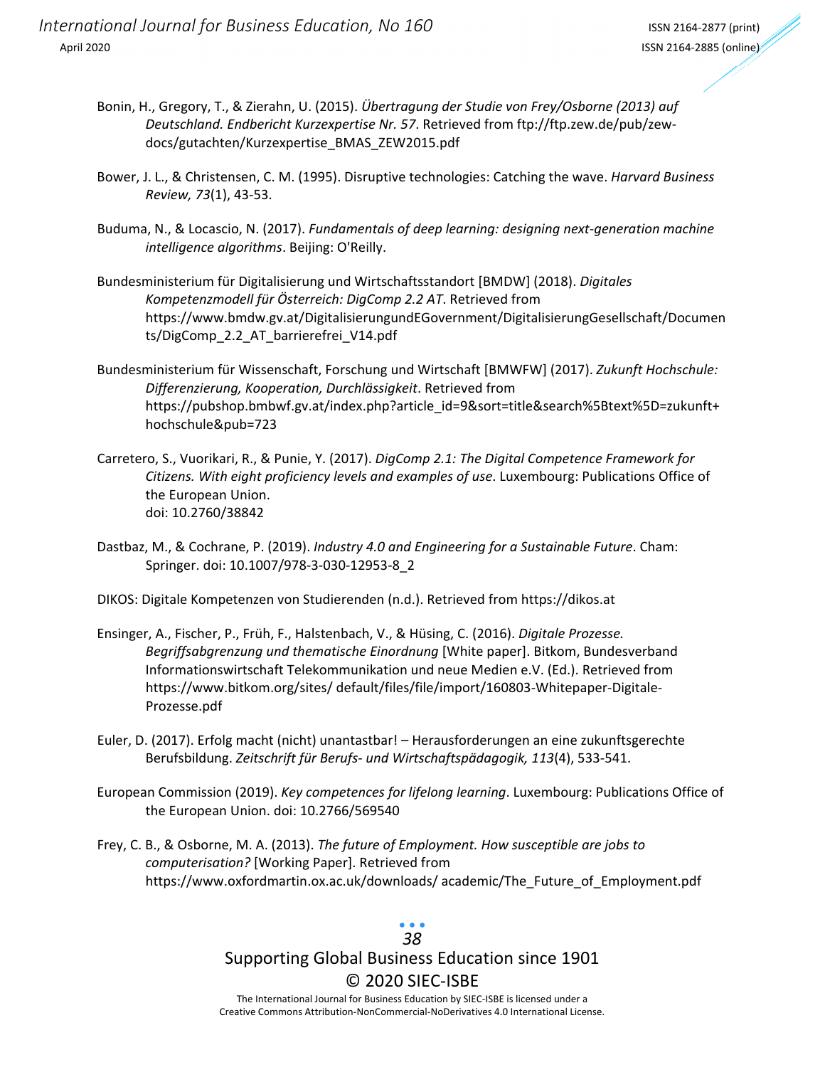Bonin, H., Gregory, T., & Zierahn, U. (2015). *Übertragung der Studie von Frey/Osborne (2013) auf Deutschland. Endbericht Kurzexpertise Nr. 57*. Retrieved from ftp://ftp.zew.de/pub/zew-docs/gutachten/Kurzexpertise_BMAS_ZEW2015.pdf

Bower, J. L., & Christensen, C. M. (1995). Disruptive technologies: Catching the wave. *Harvard Business Review, 73*(1), 43-53.

Buduma, N., & Locascio, N. (2017). *Fundamentals of deep learning: designing next-generation machine intelligence algorithms*. Beijing: O'Reilly.

Bundesministerium für Digitalisierung und Wirtschaftsstandort [BMDW] (2018). *Digitales Kompetenzmodell für Österreich: DigComp 2.2 AT*. Retrieved from https://www.bmdw.gv.at/DigitalisierungundEGovernment/DigitalisierungGesellschaft/Documents/DigComp_2.2_AT_barrierefrei_V14.pdf

Bundesministerium für Wissenschaft, Forschung und Wirtschaft [BMWFW] (2017). *Zukunft Hochschule: Differenzierung, Kooperation, Durchlässigkeit*. Retrieved from https://pubshop.bmbwf.gv.at/index.php?article_id=9&sort=title&search%5Btext%5D=zukunft+hochschule&pub=723

Carretero, S., Vuorikari, R., & Punie, Y. (2017). *DigComp 2.1: The Digital Competence Framework for Citizens. With eight proficiency levels and examples of use*. Luxembourg: Publications Office of the European Union.
doi: 10.2760/38842

Dastbaz, M., & Cochrane, P. (2019). *Industry 4.0 and Engineering for a Sustainable Future*. Cham: Springer. doi: 10.1007/978-3-030-12953-8_2

DIKOS: Digitale Kompetenzen von Studierenden (n.d.). Retrieved from https://dikos.at

Ensinger, A., Fischer, P., Früh, F., Halstenbach, V., & Hüsing, C. (2016). *Digitale Prozesse. Begriffsabgrenzung und thematische Einordnung* [White paper]. Bitkom, Bundesverband Informationswirtschaft Telekommunikation und neue Medien e.V. (Ed.). Retrieved from https://www.bitkom.org/sites/ default/files/file/import/160803-Whitepaper-Digitale-Prozesse.pdf

Euler, D. (2017). Erfolg macht (nicht) unantastbar! – Herausforderungen an eine zukunftsgerechte Berufsbildung. *Zeitschrift für Berufs- und Wirtschaftspädagogik, 113*(4), 533-541.

European Commission (2019). *Key competences for lifelong learning*. Luxembourg: Publications Office of the European Union. doi: 10.2766/569540

Frey, C. B., & Osborne, M. A. (2013). *The future of Employment. How susceptible are jobs to computerisation?* [Working Paper]. Retrieved from https://www.oxfordmartin.ox.ac.uk/downloads/ academic/The_Future_of_Employment.pdf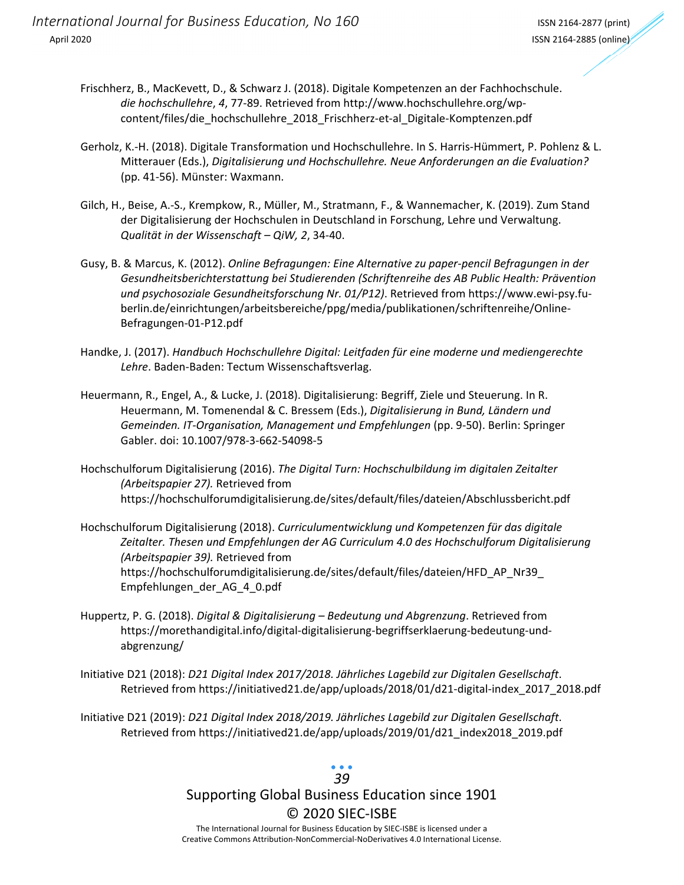Frischherz, B., MacKevett, D., & Schwarz J. (2018). Digitale Kompetenzen an der Fachhochschule. *die hochschullehre*, *4*, 77-89. Retrieved from http://www.hochschullehre.org/wp-content/files/die_hochschullehre_2018_Frischherz-et-al_Digitale-Komptenzen.pdf

Gerholz, K.-H. (2018). Digitale Transformation und Hochschullehre. In S. Harris-Hümmert, P. Pohlenz & L. Mitterauer (Eds.), *Digitalisierung und Hochschullehre. Neue Anforderungen an die Evaluation?* (pp. 41-56). Münster: Waxmann.

Gilch, H., Beise, A.-S., Krempkow, R., Müller, M., Stratmann, F., & Wannemacher, K. (2019). Zum Stand der Digitalisierung der Hochschulen in Deutschland in Forschung, Lehre und Verwaltung. *Qualität in der Wissenschaft – QiW, 2*, 34-40.

Gusy, B. & Marcus, K. (2012). *Online Befragungen: Eine Alternative zu paper-pencil Befragungen in der Gesundheitsberichterstattung bei Studierenden (Schriftenreihe des AB Public Health: Prävention und psychosoziale Gesundheitsforschung Nr. 01/P12)*. Retrieved from https://www.ewi-psy.fu-berlin.de/einrichtungen/arbeitsbereiche/ppg/media/publikationen/schriftenreihe/Online-Befragungen-01-P12.pdf

Handke, J. (2017). *Handbuch Hochschullehre Digital: Leitfaden für eine moderne und mediengerechte Lehre*. Baden-Baden: Tectum Wissenschaftsverlag.

Heuermann, R., Engel, A., & Lucke, J. (2018). Digitalisierung: Begriff, Ziele und Steuerung. In R. Heuermann, M. Tomenendal & C. Bressem (Eds.), *Digitalisierung in Bund, Ländern und Gemeinden. IT-Organisation, Management und Empfehlungen* (pp. 9-50). Berlin: Springer Gabler. doi: 10.1007/978-3-662-54098-5

Hochschulforum Digitalisierung (2016). *The Digital Turn: Hochschulbildung im digitalen Zeitalter (Arbeitspapier 27).* Retrieved from https://hochschulforumdigitalisierung.de/sites/default/files/dateien/Abschlussbericht.pdf

Hochschulforum Digitalisierung (2018). *Curriculumentwicklung und Kompetenzen für das digitale Zeitalter. Thesen und Empfehlungen der AG Curriculum 4.0 des Hochschulforum Digitalisierung (Arbeitspapier 39).* Retrieved from https://hochschulforumdigitalisierung.de/sites/default/files/dateien/HFD_AP_Nr39_Empfehlungen_der_AG_4_0.pdf

Huppertz, P. G. (2018). *Digital & Digitalisierung – Bedeutung und Abgrenzung*. Retrieved from https://morethandigital.info/digital-digitalisierung-begriffserklaerung-bedeutung-und-abgrenzung/

Initiative D21 (2018): *D21 Digital Index 2017/2018. Jährliches Lagebild zur Digitalen Gesellschaft*. Retrieved from https://initiatived21.de/app/uploads/2018/01/d21-digital-index_2017_2018.pdf

Initiative D21 (2019): *D21 Digital Index 2018/2019. Jährliches Lagebild zur Digitalen Gesellschaft*. Retrieved from https://initiatived21.de/app/uploads/2019/01/d21_index2018_2019.pdf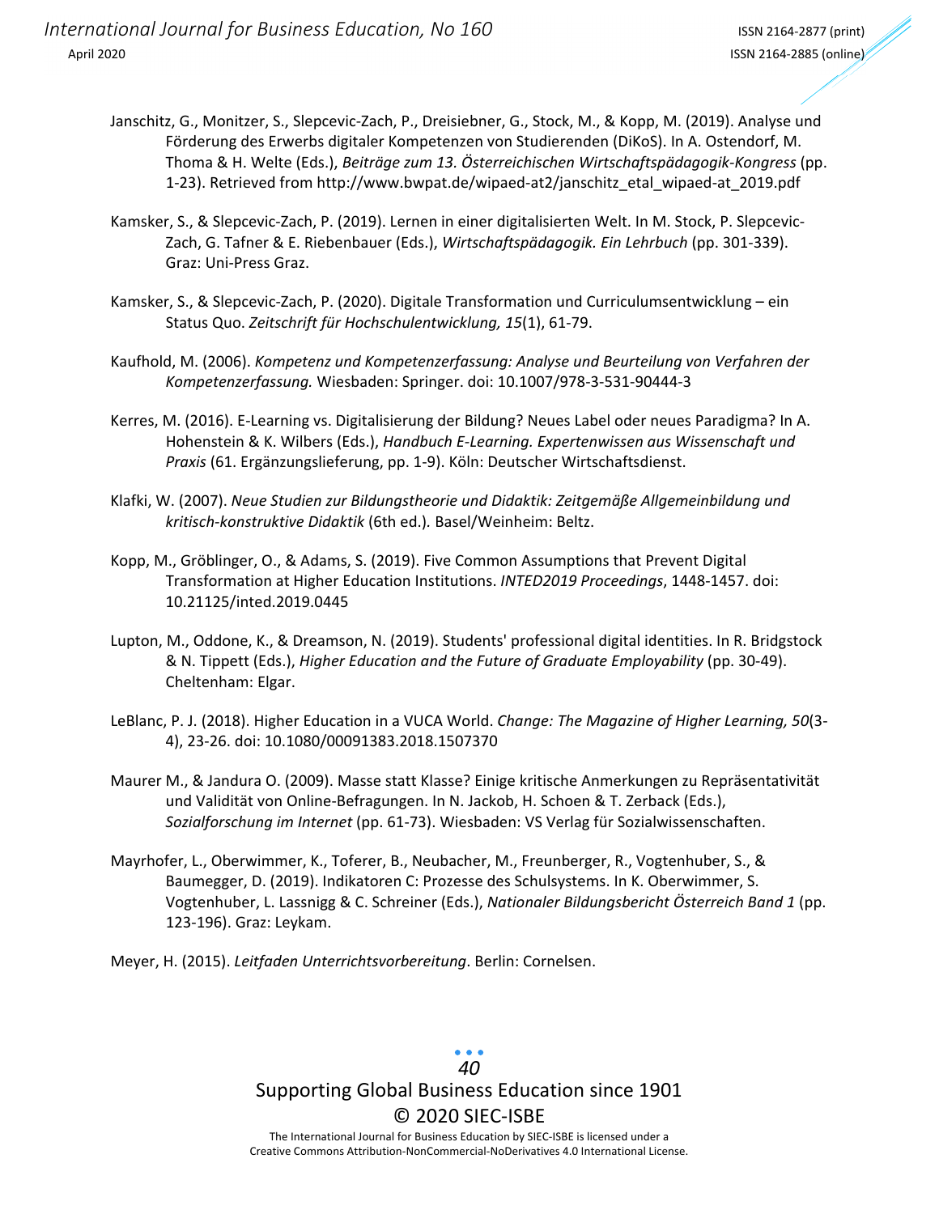Janschitz, G., Monitzer, S., Slepcevic-Zach, P., Dreisiebner, G., Stock, M., & Kopp, M. (2019). Analyse und Förderung des Erwerbs digitaler Kompetenzen von Studierenden (DiKoS). In A. Ostendorf, M. Thoma & H. Welte (Eds.), *Beiträge zum 13. Österreichischen Wirtschaftspädagogik-Kongress* (pp. 1-23). Retrieved from http://www.bwpat.de/wipaed-at2/janschitz_etal_wipaed-at_2019.pdf

Kamsker, S., & Slepcevic-Zach, P. (2019). Lernen in einer digitalisierten Welt. In M. Stock, P. Slepcevic-Zach, G. Tafner & E. Riebenbauer (Eds.), *Wirtschaftspädagogik. Ein Lehrbuch* (pp. 301-339). Graz: Uni-Press Graz.

Kamsker, S., & Slepcevic-Zach, P. (2020). Digitale Transformation und Curriculumsentwicklung – ein Status Quo. *Zeitschrift für Hochschulentwicklung, 15*(1), 61-79.

Kaufhold, M. (2006). *Kompetenz und Kompetenzerfassung: Analyse und Beurteilung von Verfahren der Kompetenzerfassung.* Wiesbaden: Springer. doi: 10.1007/978-3-531-90444-3

Kerres, M. (2016). E-Learning vs. Digitalisierung der Bildung? Neues Label oder neues Paradigma? In A. Hohenstein & K. Wilbers (Eds.), *Handbuch E-Learning. Expertenwissen aus Wissenschaft und Praxis* (61. Ergänzungslieferung, pp. 1-9). Köln: Deutscher Wirtschaftsdienst.

Klafki, W. (2007). *Neue Studien zur Bildungstheorie und Didaktik: Zeitgemäße Allgemeinbildung und kritisch-konstruktive Didaktik* (6th ed.). Basel/Weinheim: Beltz.

Kopp, M., Gröblinger, O., & Adams, S. (2019). Five Common Assumptions that Prevent Digital Transformation at Higher Education Institutions. *INTED2019 Proceedings*, 1448-1457. doi: 10.21125/inted.2019.0445

Lupton, M., Oddone, K., & Dreamson, N. (2019). Students' professional digital identities. In R. Bridgstock & N. Tippett (Eds.), *Higher Education and the Future of Graduate Employability* (pp. 30-49). Cheltenham: Elgar.

LeBlanc, P. J. (2018). Higher Education in a VUCA World. *Change: The Magazine of Higher Learning, 50*(3-4), 23-26. doi: 10.1080/00091383.2018.1507370

Maurer M., & Jandura O. (2009). Masse statt Klasse? Einige kritische Anmerkungen zu Repräsentativität und Validität von Online-Befragungen. In N. Jackob, H. Schoen & T. Zerback (Eds.), *Sozialforschung im Internet* (pp. 61-73). Wiesbaden: VS Verlag für Sozialwissenschaften.

Mayrhofer, L., Oberwimmer, K., Toferer, B., Neubacher, M., Freunberger, R., Vogtenhuber, S., & Baumegger, D. (2019). Indikatoren C: Prozesse des Schulsystems. In K. Oberwimmer, S. Vogtenhuber, L. Lassnigg & C. Schreiner (Eds.), *Nationaler Bildungsbericht Österreich Band 1* (pp. 123-196). Graz: Leykam.

Meyer, H. (2015). *Leitfaden Unterrichtsvorbereitung*. Berlin: Cornelsen.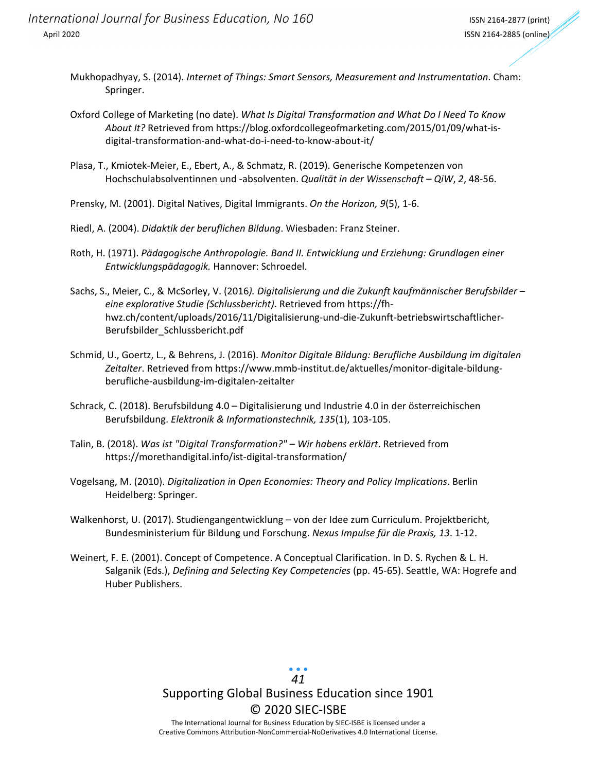Mukhopadhyay, S. (2014). *Internet of Things: Smart Sensors, Measurement and Instrumentation*. Cham: Springer.

Oxford College of Marketing (no date). *What Is Digital Transformation and What Do I Need To Know About It?* Retrieved from https://blog.oxfordcollegeofmarketing.com/2015/01/09/what-is-digital-transformation-and-what-do-i-need-to-know-about-it/

Plasa, T., Kmiotek-Meier, E., Ebert, A., & Schmatz, R. (2019). Generische Kompetenzen von Hochschulabsolventinnen und -absolventen. *Qualität in der Wissenschaft – QiW*, *2*, 48-56.

Prensky, M. (2001). Digital Natives, Digital Immigrants. *On the Horizon, 9*(5), 1-6.

Riedl, A. (2004). *Didaktik der beruflichen Bildung*. Wiesbaden: Franz Steiner.

Roth, H. (1971). *Pädagogische Anthropologie. Band II. Entwicklung und Erziehung: Grundlagen einer Entwicklungspädagogik.* Hannover: Schroedel.

Sachs, S., Meier, C., & McSorley, V. (2016*). Digitalisierung und die Zukunft kaufmännischer Berufsbilder – eine explorative Studie (Schlussbericht)*. Retrieved from https://fh-hwz.ch/content/uploads/2016/11/Digitalisierung-und-die-Zukunft-betriebswirtschaftlicher-Berufsbilder_Schlussbericht.pdf

Schmid, U., Goertz, L., & Behrens, J. (2016). *Monitor Digitale Bildung: Berufliche Ausbildung im digitalen Zeitalter*. Retrieved from https://www.mmb-institut.de/aktuelles/monitor-digitale-bildung-berufliche-ausbildung-im-digitalen-zeitalter

Schrack, C. (2018). Berufsbildung 4.0 – Digitalisierung und Industrie 4.0 in der österreichischen Berufsbildung. *Elektronik & Informationstechnik, 135*(1), 103-105.

Talin, B. (2018). *Was ist "Digital Transformation?" – Wir habens erklärt*. Retrieved from https://morethandigital.info/ist-digital-transformation/

Vogelsang, M. (2010). *Digitalization in Open Economies: Theory and Policy Implications*. Berlin Heidelberg: Springer.

Walkenhorst, U. (2017). Studiengangentwicklung – von der Idee zum Curriculum. Projektbericht, Bundesministerium für Bildung und Forschung. *Nexus Impulse für die Praxis, 13*. 1-12.

Weinert, F. E. (2001). Concept of Competence. A Conceptual Clarification. In D. S. Rychen & L. H. Salganik (Eds.), *Defining and Selecting Key Competencies* (pp. 45-65). Seattle, WA: Hogrefe and Huber Publishers.